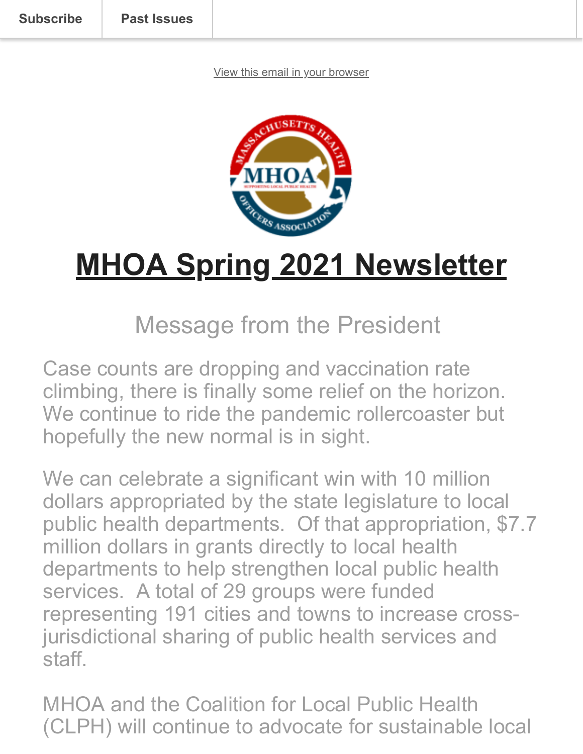Subscribe | Past Issues

View this email in your browser

# MHOA Spring 2021 Newsletter

## Message from the President

Case counts are dropping and vaccination rate climbing, there is finally some relief on the horizon. We continue to ride the pandemic rollercoaster but hopefully the new normal is in sight.

We can celebrate a significant win with 10 million dollars appropriated by the state legislature to local public health departments. Of that appropriation, $7.7 million dollars in grants directly to local health departments to help strengthen local public health services. A total of 29 groups were funded representing 191 cities and towns to increase cross-jurisdictional sharing of public health services and staff.

MHOA and the Coalition for Local Public Health (CLPH) will continue to advocate for sustainable local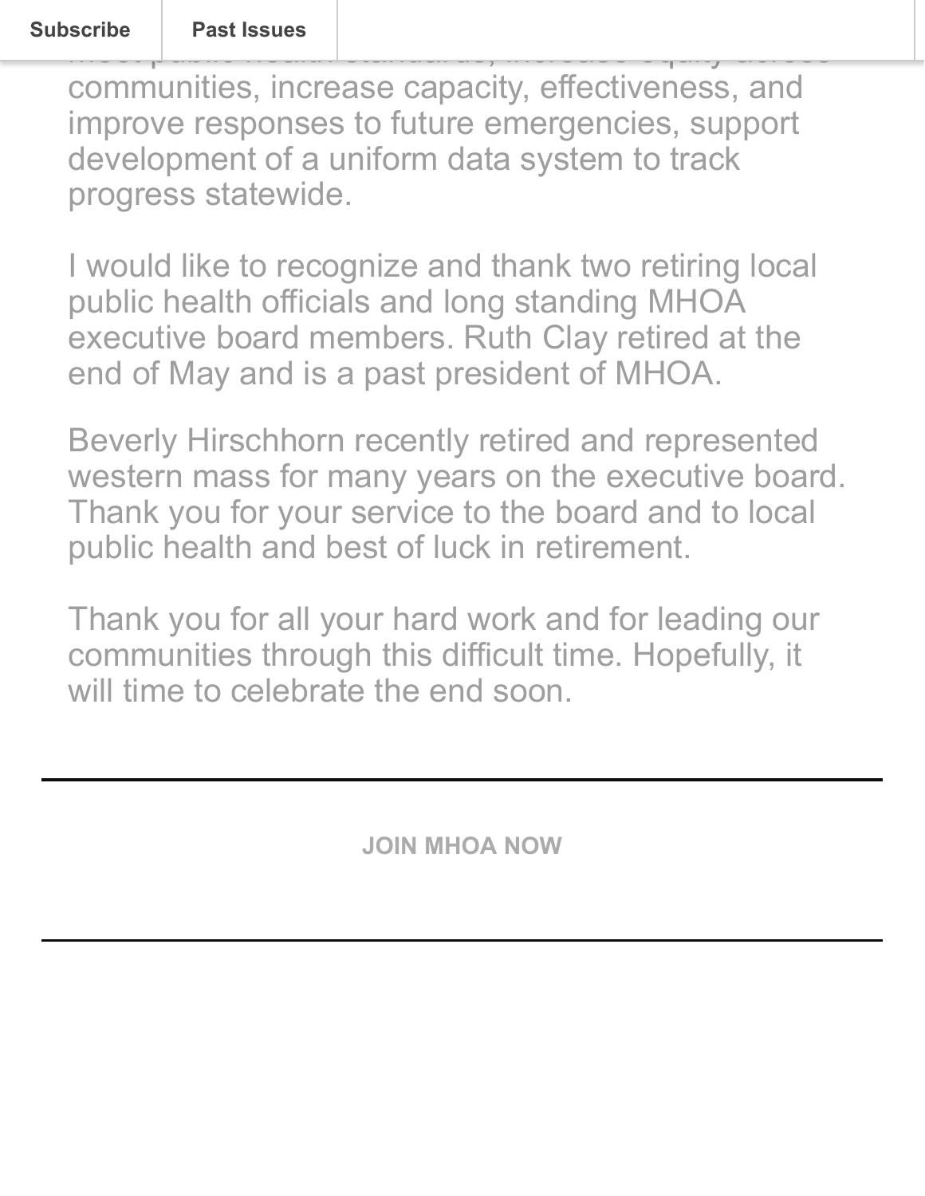communities, increase capacity, effectiveness, and improve responses to future emergencies, support development of a uniform data system to track progress statewide.

I would like to recognize and thank two retiring local public health officials and long standing MHOA executive board members. Ruth Clay retired at the end of May and is a past president of MHOA.

Beverly Hirschhorn recently retired and represented western mass for many years on the executive board. Thank you for your service to the board and to local public health and best of luck in retirement.

Thank you for all your hard work and for leading our communities through this difficult time. Hopefully, it will time to celebrate the end soon.

---

**JOIN MHOA NOW**

---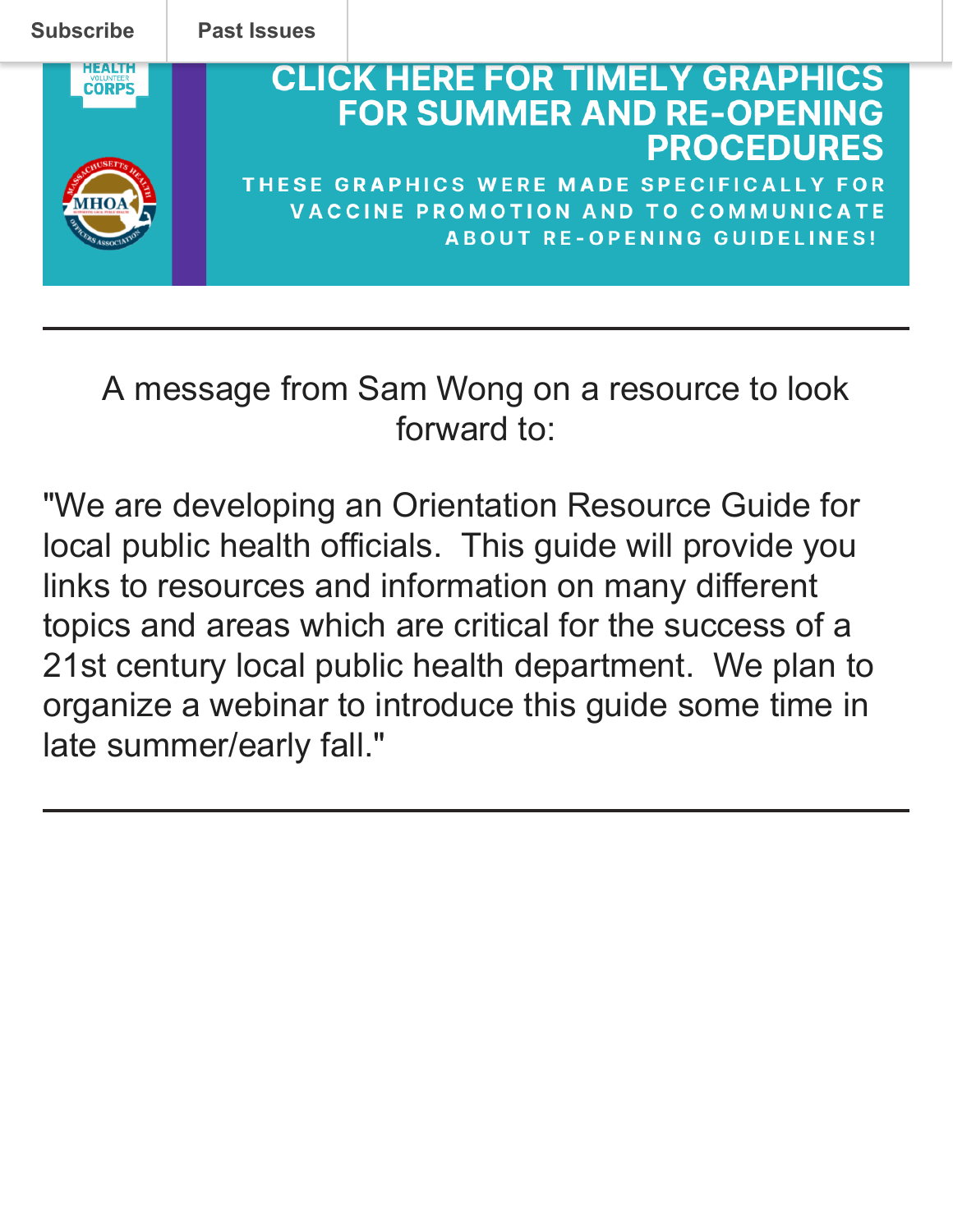Subscribe | Past Issues

**CLICK HERE FOR TIMELY GRAPHICS FOR SUMMER AND RE-OPENING PROCEDURES**

THESE GRAPHICS WERE MADE SPECIFICALLY FOR VACCINE PROMOTION AND TO COMMUNICATE ABOUT RE-OPENING GUIDELINES!

---

A message from Sam Wong on a resource to look forward to:

"We are developing an Orientation Resource Guide for local public health officials. This guide will provide you links to resources and information on many different topics and areas which are critical for the success of a 21st century local public health department. We plan to organize a webinar to introduce this guide some time in late summer/early fall."

---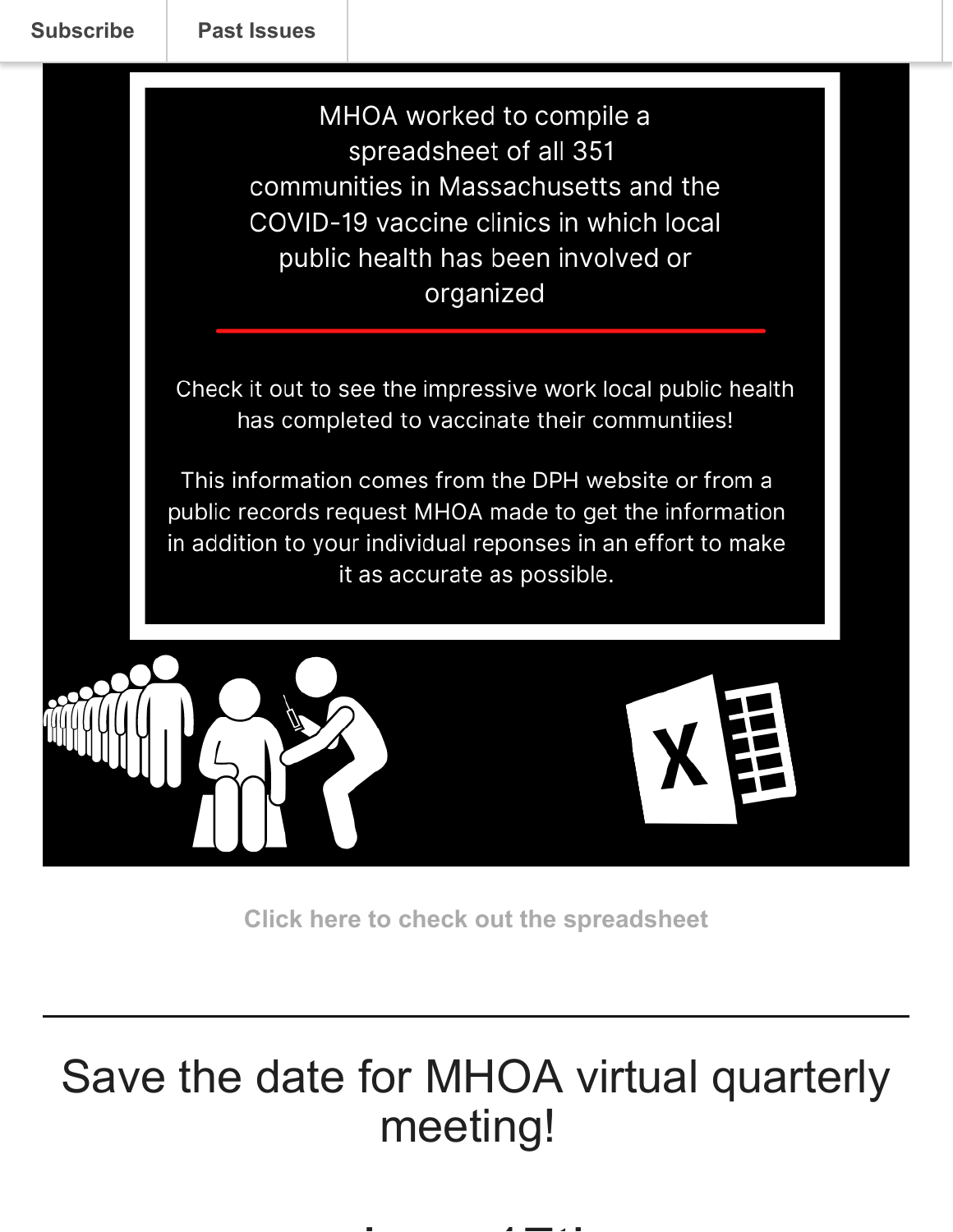Subscribe | Past Issues

MHOA worked to compile a spreadsheet of all 351 communities in Massachusetts and the COVID-19 vaccine clinics in which local public health has been involved or organized

Check it out to see the impressive work local public health has completed to vaccinate their communtiies!

This information comes from the DPH website or from a public records request MHOA made to get the information in addition to your individual reponses in an effort to make it as accurate as possible.

**Click here to check out the spreadsheet**

---

# Save the date for MHOA virtual quarterly meeting!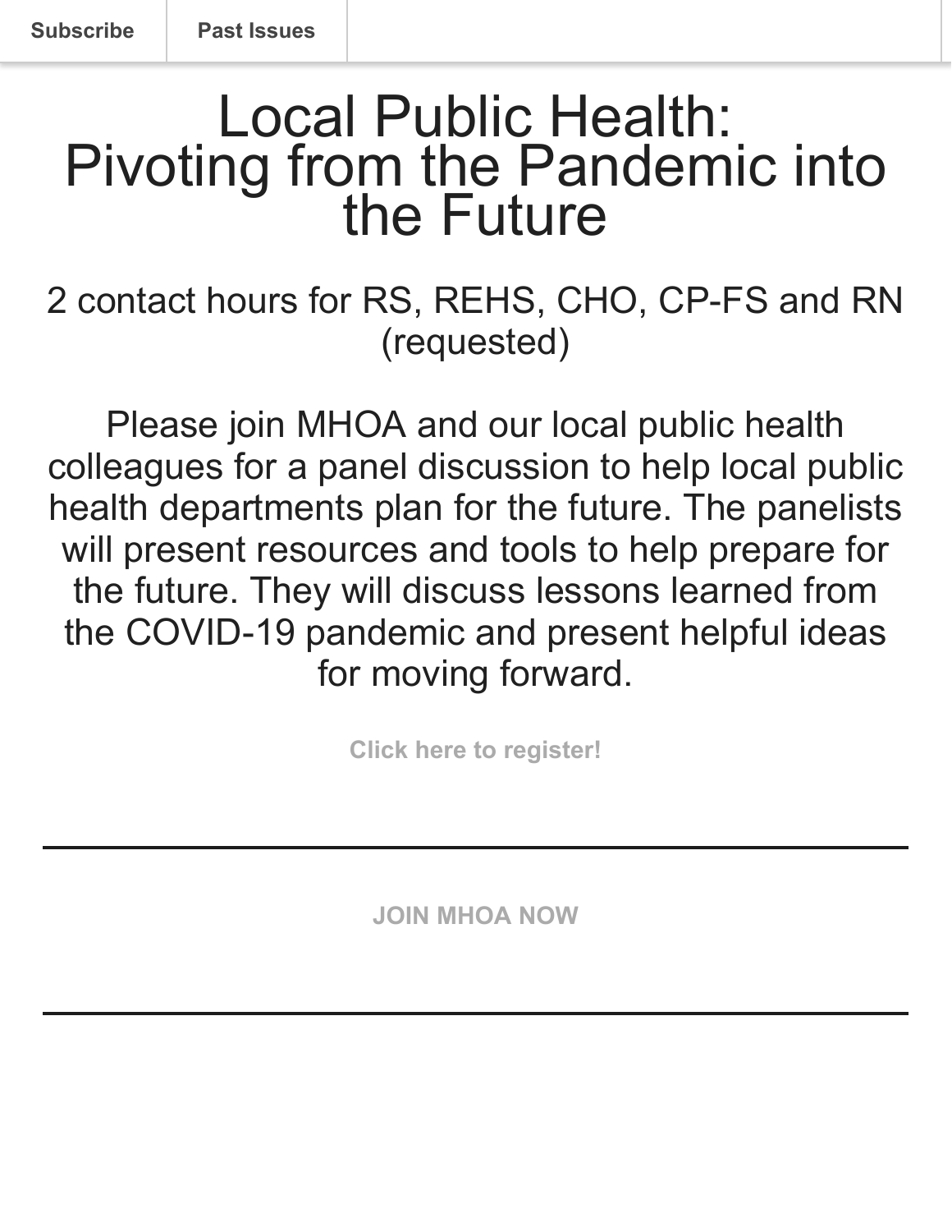Subscribe | Past Issues

# Local Public Health: Pivoting from the Pandemic into the Future

2 contact hours for RS, REHS, CHO, CP-FS and RN (requested)

Please join MHOA and our local public health colleagues for a panel discussion to help local public health departments plan for the future. The panelists will present resources and tools to help prepare for the future. They will discuss lessons learned from the COVID-19 pandemic and present helpful ideas for moving forward.

**Click here to register!**

---

**JOIN MHOA NOW**

---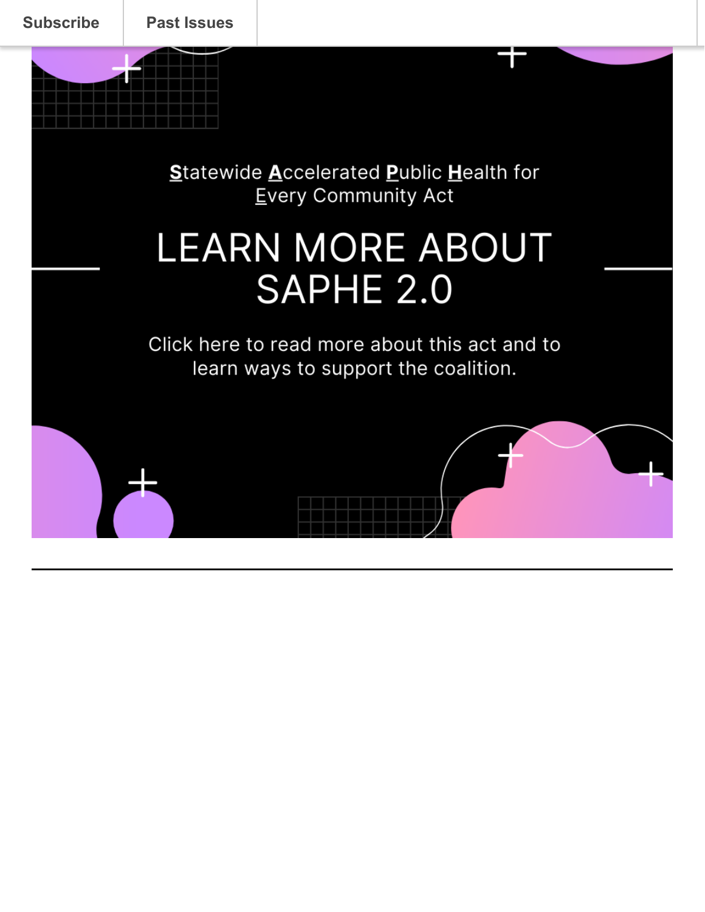Subscribe | Past Issues

**S**tatewide **A**ccelerated **P**ublic **H**ealth for **E**very Community Act

# LEARN MORE ABOUT SAPHE 2.0

Click here to read more about this act and to learn ways to support the coalition.

---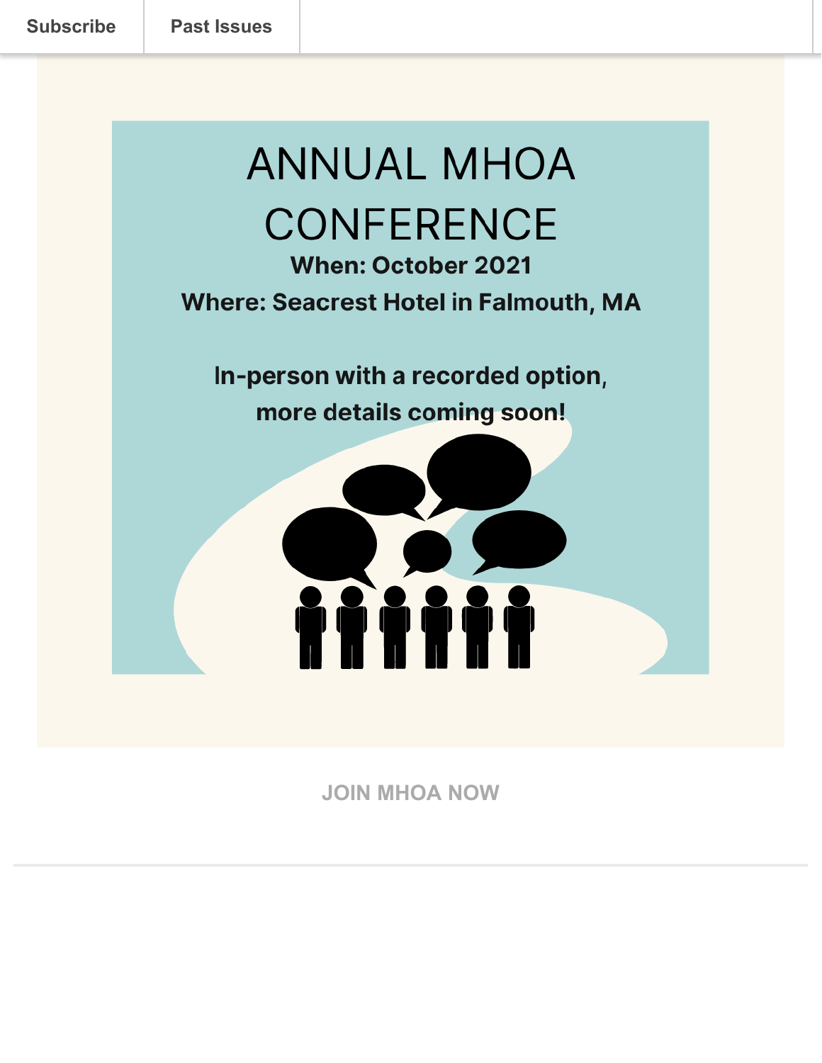Subscribe | Past Issues

# ANNUAL MHOA CONFERENCE

**When: October 2021**

**Where: Seacrest Hotel in Falmouth, MA**

**In-person with a recorded option, more details coming soon!**

**JOIN MHOA NOW**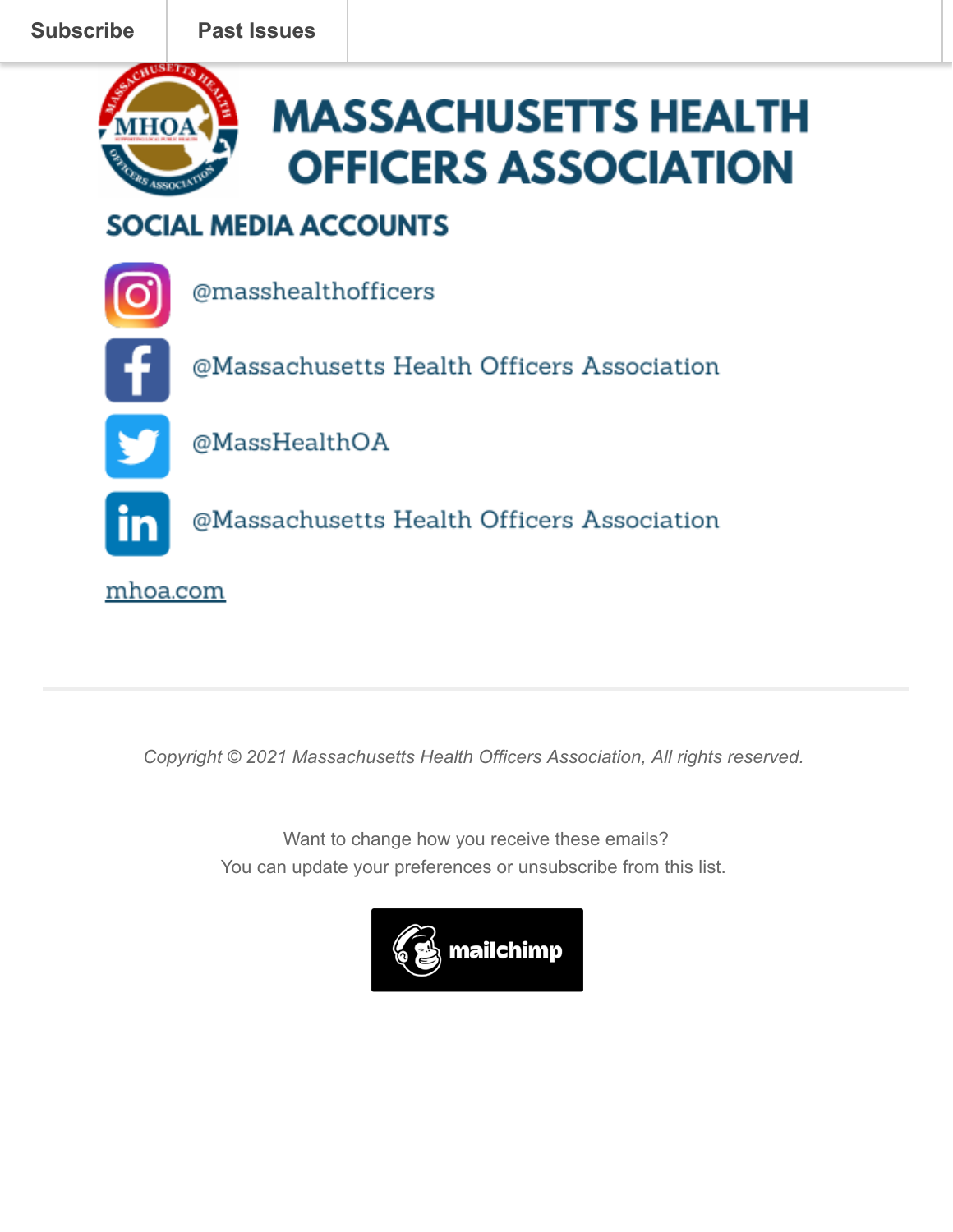Subscribe | Past Issues

# MASSACHUSETTS HEALTH OFFICERS ASSOCIATION

## SOCIAL MEDIA ACCOUNTS

@masshealthofficers

@Massachusetts Health Officers Association

@MassHealthOA

@Massachusetts Health Officers Association

mhoa.com

---

*Copyright © 2021 Massachusetts Health Officers Association, All rights reserved.*

Want to change how you receive these emails?
You can update your preferences or unsubscribe from this list.

mailchimp